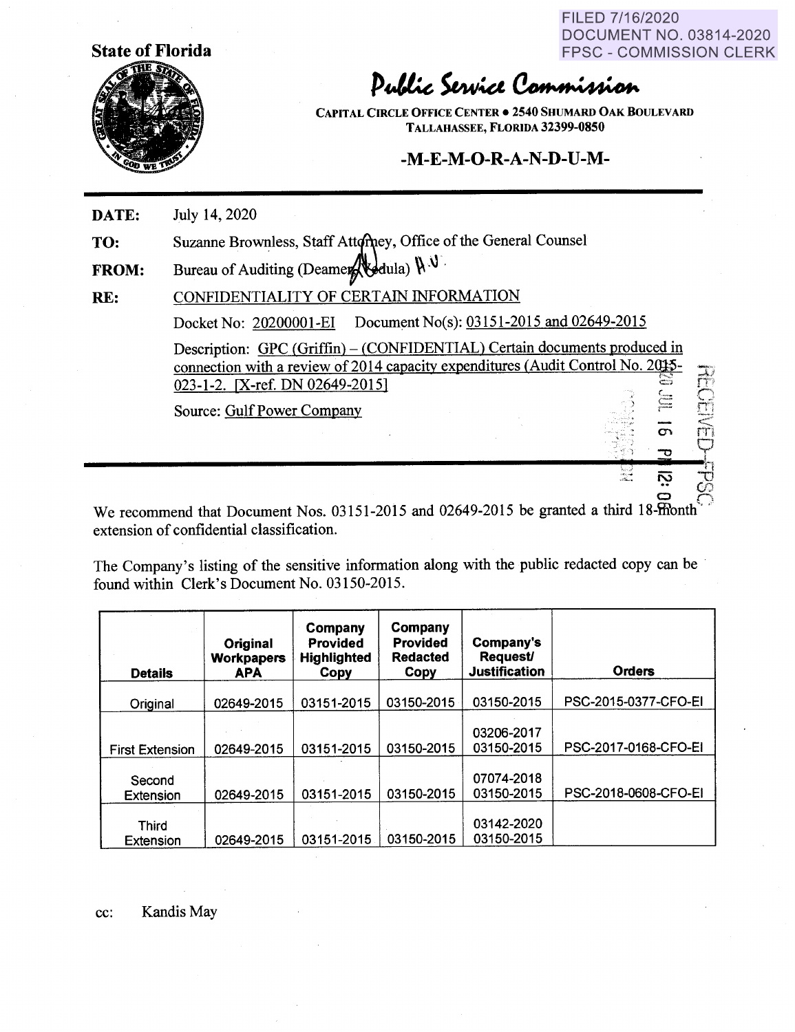FILED 7/16/2020
DOCUMENT NO. 03814-2020
FPSC - COMMISSION CLERK

**State of Florida**

# Public Service Commission

CAPITAL CIRCLE OFFICE CENTER • 2540 SHUMARD OAK BOULEVARD
TALLAHASSEE, FLORIDA 32399-0850

## -M-E-M-O-R-A-N-D-U-M-

**DATE:** July 14, 2020

**TO:** Suzanne Brownless, Staff Attorney, Office of the General Counsel

**FROM:** Bureau of Auditing (Deamer/Vedula)

**RE:** CONFIDENTIALITY OF CERTAIN INFORMATION

Docket No: 20200001-EI Document No(s): 03151-2015 and 02649-2015

Description: GPC (Griffin) – (CONFIDENTIAL) Certain documents produced in connection with a review of 2014 capacity expenditures (Audit Control No. 2015-023-1-2. [X-ref. DN 02649-2015]

Source: Gulf Power Company

RECEIVED-FPSC 2020 JUL 16 PM 12:08

We recommend that Document Nos. 03151-2015 and 02649-2015 be granted a third 18-month extension of confidential classification.

The Company's listing of the sensitive information along with the public redacted copy can be found within Clerk's Document No. 03150-2015.

| Details | Original Workpapers APA | Company Provided Highlighted Copy | Company Provided Redacted Copy | Company's Request/ Justification | Orders |
|---|---|---|---|---|---|
| Original | 02649-2015 | 03151-2015 | 03150-2015 | 03150-2015 | PSC-2015-0377-CFO-EI |
| First Extension | 02649-2015 | 03151-2015 | 03150-2015 | 03206-2017 03150-2015 | PSC-2017-0168-CFO-EI |
| Second Extension | 02649-2015 | 03151-2015 | 03150-2015 | 07074-2018 03150-2015 | PSC-2018-0608-CFO-EI |
| Third Extension | 02649-2015 | 03151-2015 | 03150-2015 | 03142-2020 03150-2015 | |

cc: Kandis May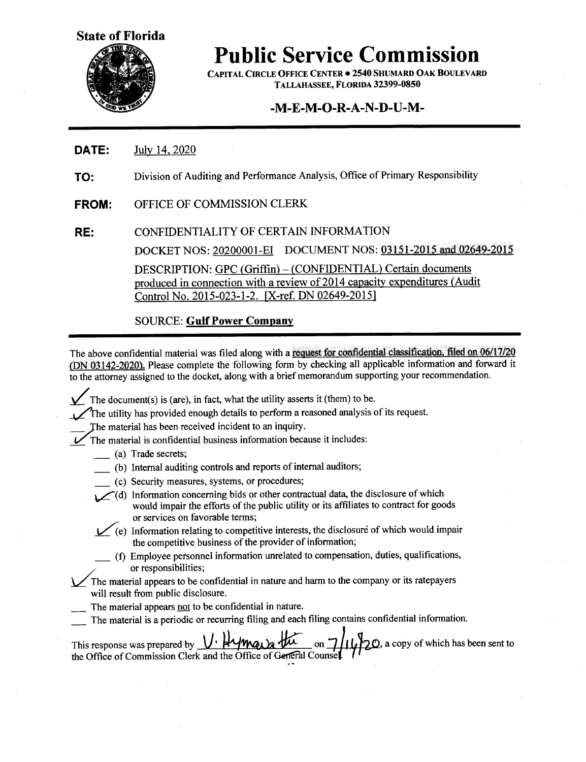**State of Florida**

# Public Service Commission

CAPITAL CIRCLE OFFICE CENTER • 2540 SHUMARD OAK BOULEVARD
TALLAHASSEE, FLORIDA 32399-0850

## -M-E-M-O-R-A-N-D-U-M-

**DATE:** July 14, 2020

**TO:** Division of Auditing and Performance Analysis, Office of Primary Responsibility

**FROM:** OFFICE OF COMMISSION CLERK

**RE:** CONFIDENTIALITY OF CERTAIN INFORMATION

DOCKET NOS: 20200001-EI DOCUMENT NOS: 03151-2015 and 02649-2015

DESCRIPTION: GPC (Griffin) – (CONFIDENTIAL) Certain documents produced in connection with a review of 2014 capacity expenditures (Audit Control No. 2015-023-1-2. [X-ref. DN 02649-2015]

SOURCE: **Gulf Power Company**

---

The above confidential material was filed along with a request for confidential classification, filed on 06/17/20 (DN 03142-2020). Please complete the following form by checking all applicable information and forward it to the attorney assigned to the docket, along with a brief memorandum supporting your recommendation.

- ✓ The document(s) is (are), in fact, what the utility asserts it (them) to be.
- ✓ The utility has provided enough details to perform a reasoned analysis of its request.
- ___ The material has been received incident to an inquiry.
- ✓ The material is confidential business information because it includes:
  - ___ (a) Trade secrets;
  - ___ (b) Internal auditing controls and reports of internal auditors;
  - ___ (c) Security measures, systems, or procedures;
  - ✓ (d) Information concerning bids or other contractual data, the disclosure of which would impair the efforts of the public utility or its affiliates to contract for goods or services on favorable terms;
  - ✓ (e) Information relating to competitive interests, the disclosure of which would impair the competitive business of the provider of information;
  - ___ (f) Employee personnel information unrelated to compensation, duties, qualifications, or responsibilities;
- ✓ The material appears to be confidential in nature and harm to the company or its ratepayers will result from public disclosure.
- ___ The material appears not to be confidential in nature.
- ___ The material is a periodic or recurring filing and each filing contains confidential information.

This response was prepared by V. Hymavathi on 7/14/20, a copy of which has been sent to the Office of Commission Clerk and the Office of General Counsel.